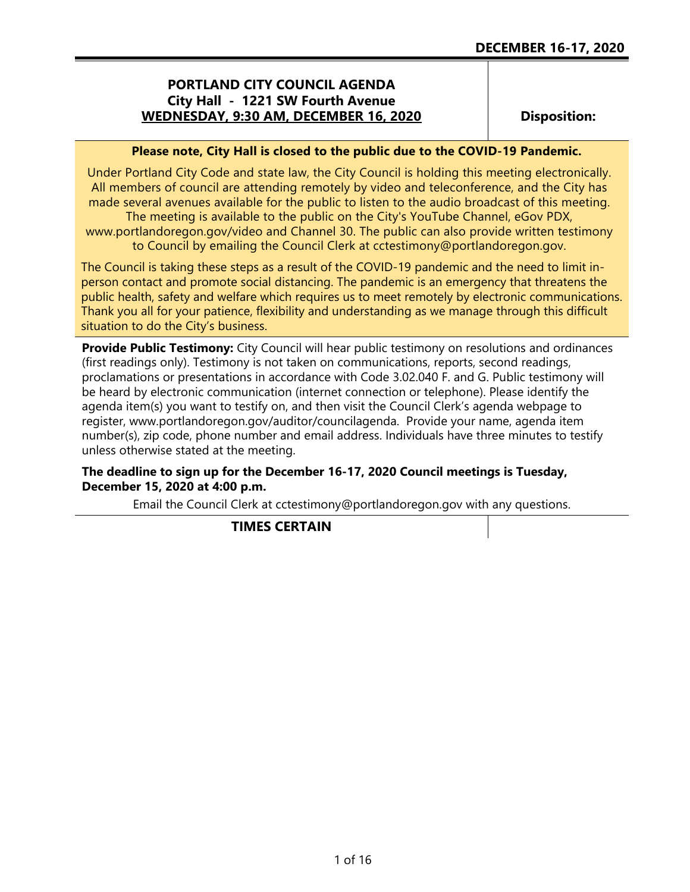**DECEMBER 16-17, 2020**

# PORTLAND CITY COUNCIL AGENDA
## City Hall - 1221 SW Fourth Avenue
## WEDNESDAY, 9:30 AM, DECEMBER 16, 2020

**Disposition:**

**Please note, City Hall is closed to the public due to the COVID-19 Pandemic.**

Under Portland City Code and state law, the City Council is holding this meeting electronically. All members of council are attending remotely by video and teleconference, and the City has made several avenues available for the public to listen to the audio broadcast of this meeting. The meeting is available to the public on the City's YouTube Channel, eGov PDX, www.portlandoregon.gov/video and Channel 30. The public can also provide written testimony to Council by emailing the Council Clerk at cctestimony@portlandoregon.gov.

The Council is taking these steps as a result of the COVID-19 pandemic and the need to limit in-person contact and promote social distancing. The pandemic is an emergency that threatens the public health, safety and welfare which requires us to meet remotely by electronic communications. Thank you all for your patience, flexibility and understanding as we manage through this difficult situation to do the City's business.

**Provide Public Testimony:** City Council will hear public testimony on resolutions and ordinances (first readings only). Testimony is not taken on communications, reports, second readings, proclamations or presentations in accordance with Code 3.02.040 F. and G. Public testimony will be heard by electronic communication (internet connection or telephone). Please identify the agenda item(s) you want to testify on, and then visit the Council Clerk's agenda webpage to register, www.portlandoregon.gov/auditor/councilagenda. Provide your name, agenda item number(s), zip code, phone number and email address. Individuals have three minutes to testify unless otherwise stated at the meeting.

**The deadline to sign up for the December 16-17, 2020 Council meetings is Tuesday, December 15, 2020 at 4:00 p.m.**

Email the Council Clerk at cctestimony@portlandoregon.gov with any questions.

## TIMES CERTAIN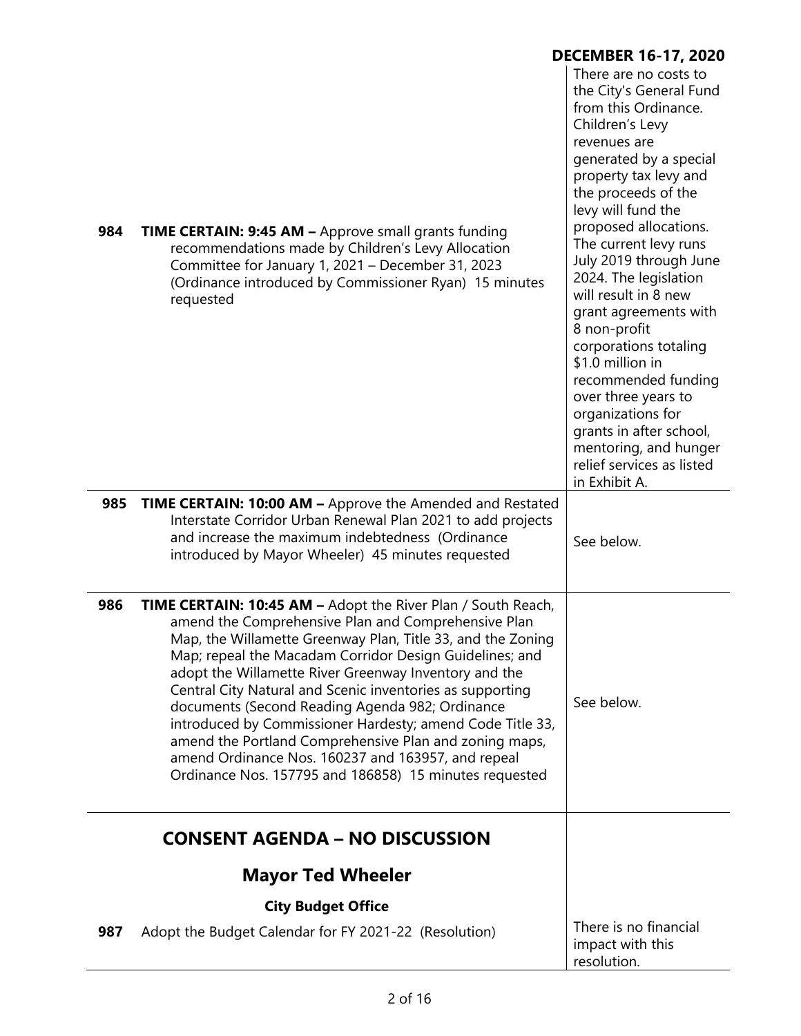**DECEMBER 16-17, 2020**

| | | |
|---|---|---|
| **984** | **TIME CERTAIN: 9:45 AM –** Approve small grants funding recommendations made by Children's Levy Allocation Committee for January 1, 2021 – December 31, 2023 (Ordinance introduced by Commissioner Ryan) 15 minutes requested | There are no costs to the City's General Fund from this Ordinance. Children's Levy revenues are generated by a special property tax levy and the proceeds of the levy will fund the proposed allocations. The current levy runs July 2019 through June 2024. The legislation will result in 8 new grant agreements with 8 non-profit corporations totaling \$1.0 million in recommended funding over three years to organizations for grants in after school, mentoring, and hunger relief services as listed in Exhibit A. |
| **985** | **TIME CERTAIN: 10:00 AM –** Approve the Amended and Restated Interstate Corridor Urban Renewal Plan 2021 to add projects and increase the maximum indebtedness (Ordinance introduced by Mayor Wheeler) 45 minutes requested | See below. |
| **986** | **TIME CERTAIN: 10:45 AM –** Adopt the River Plan / South Reach, amend the Comprehensive Plan and Comprehensive Plan Map, the Willamette Greenway Plan, Title 33, and the Zoning Map; repeal the Macadam Corridor Design Guidelines; and adopt the Willamette River Greenway Inventory and the Central City Natural and Scenic inventories as supporting documents (Second Reading Agenda 982; Ordinance introduced by Commissioner Hardesty; amend Code Title 33, amend the Portland Comprehensive Plan and zoning maps, amend Ordinance Nos. 160237 and 163957, and repeal Ordinance Nos. 157795 and 186858) 15 minutes requested | See below. |

## CONSENT AGENDA – NO DISCUSSION

### Mayor Ted Wheeler

**City Budget Office**

| | | |
|---|---|---|
| **987** | Adopt the Budget Calendar for FY 2021-22 (Resolution) | There is no financial impact with this resolution. |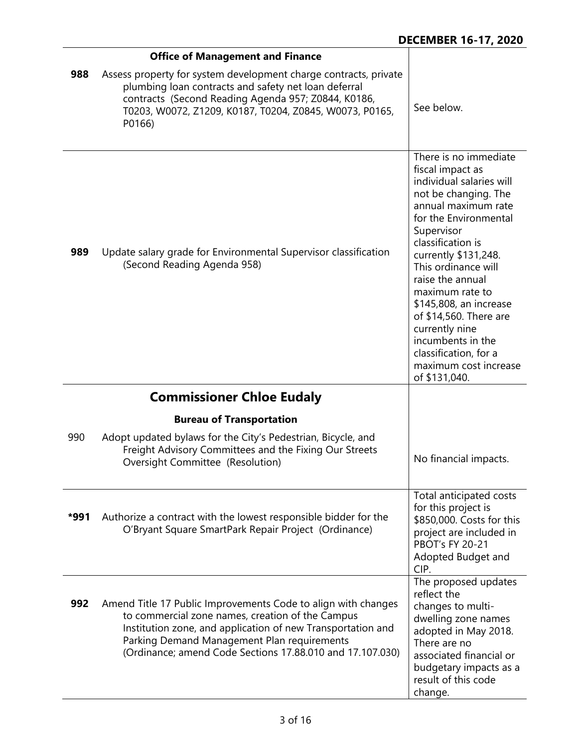| | **Office of Management and Finance** | |
|---|---|---|
| **988** | Assess property for system development charge contracts, private plumbing loan contracts and safety net loan deferral contracts (Second Reading Agenda 957; Z0844, K0186, T0203, W0072, Z1209, K0187, T0204, Z0845, W0073, P0165, P0166) | See below. |
| **989** | Update salary grade for Environmental Supervisor classification (Second Reading Agenda 958) | There is no immediate fiscal impact as individual salaries will not be changing. The annual maximum rate for the Environmental Supervisor classification is currently $131,248. This ordinance will raise the annual maximum rate to $145,808, an increase of $14,560. There are currently nine incumbents in the classification, for a maximum cost increase of $131,040. |

## Commissioner Chloe Eudaly

| | **Bureau of Transportation** | |
|---|---|---|
| 990 | Adopt updated bylaws for the City's Pedestrian, Bicycle, and Freight Advisory Committees and the Fixing Our Streets Oversight Committee (Resolution) | No financial impacts. |
| **\*991** | Authorize a contract with the lowest responsible bidder for the O'Bryant Square SmartPark Repair Project (Ordinance) | Total anticipated costs for this project is $850,000. Costs for this project are included in PBOT's FY 20-21 Adopted Budget and CIP. |
| **992** | Amend Title 17 Public Improvements Code to align with changes to commercial zone names, creation of the Campus Institution zone, and application of new Transportation and Parking Demand Management Plan requirements (Ordinance; amend Code Sections 17.88.010 and 17.107.030) | The proposed updates reflect the changes to multi-dwelling zone names adopted in May 2018. There are no associated financial or budgetary impacts as a result of this code change. |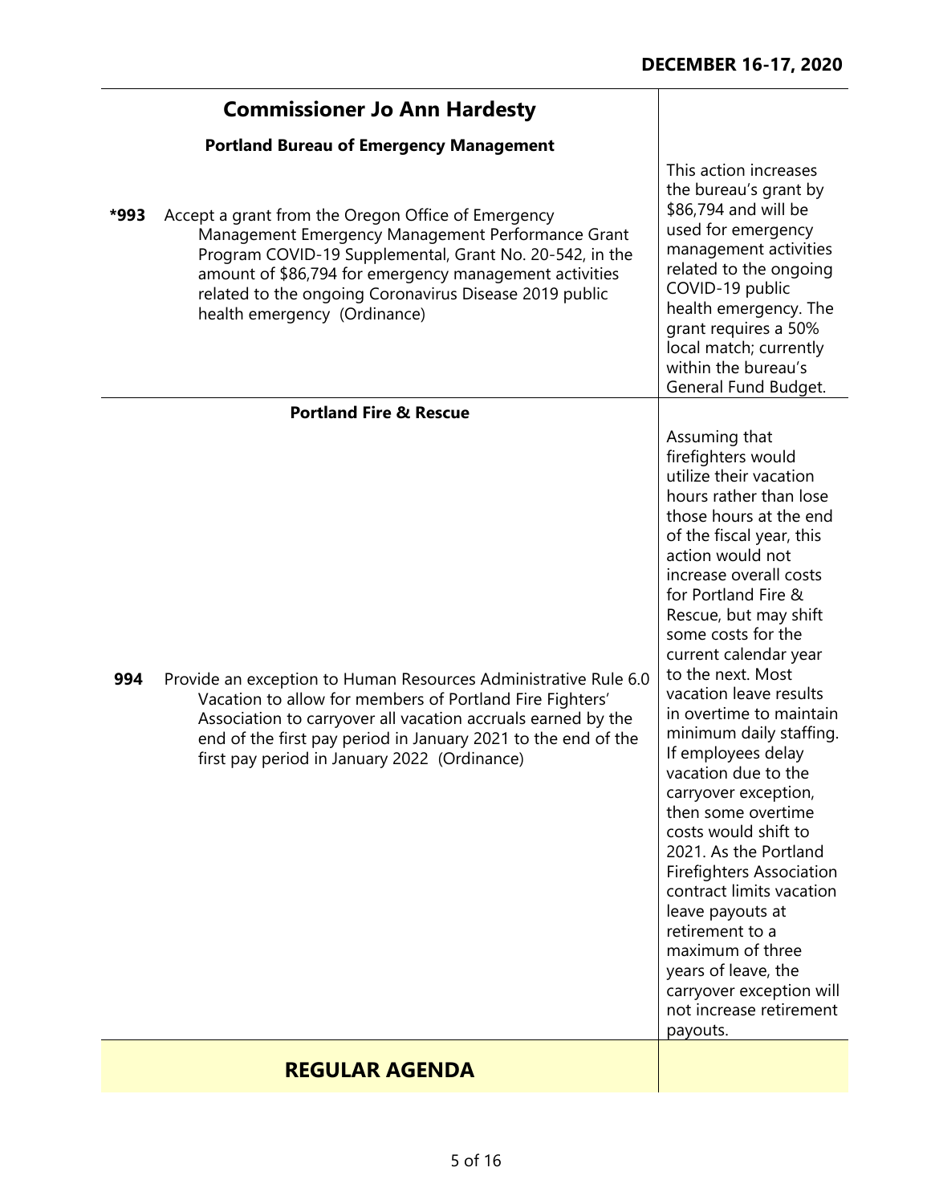| | |
|---|---|
| **Commissioner Jo Ann Hardesty** | |
| **Portland Bureau of Emergency Management** | |
| **\*993** Accept a grant from the Oregon Office of Emergency Management Emergency Management Performance Grant Program COVID-19 Supplemental, Grant No. 20-542, in the amount of $86,794 for emergency management activities related to the ongoing Coronavirus Disease 2019 public health emergency (Ordinance) | This action increases the bureau's grant by $86,794 and will be used for emergency management activities related to the ongoing COVID-19 public health emergency. The grant requires a 50% local match; currently within the bureau's General Fund Budget. |
| **Portland Fire & Rescue** | |
| **994** Provide an exception to Human Resources Administrative Rule 6.0 Vacation to allow for members of Portland Fire Fighters' Association to carryover all vacation accruals earned by the end of the first pay period in January 2021 to the end of the first pay period in January 2022 (Ordinance) | Assuming that firefighters would utilize their vacation hours rather than lose those hours at the end of the fiscal year, this action would not increase overall costs for Portland Fire & Rescue, but may shift some costs for the current calendar year to the next. Most vacation leave results in overtime to maintain minimum daily staffing. If employees delay vacation due to the carryover exception, then some overtime costs would shift to 2021. As the Portland Firefighters Association contract limits vacation leave payouts at retirement to a maximum of three years of leave, the carryover exception will not increase retirement payouts. |

## REGULAR AGENDA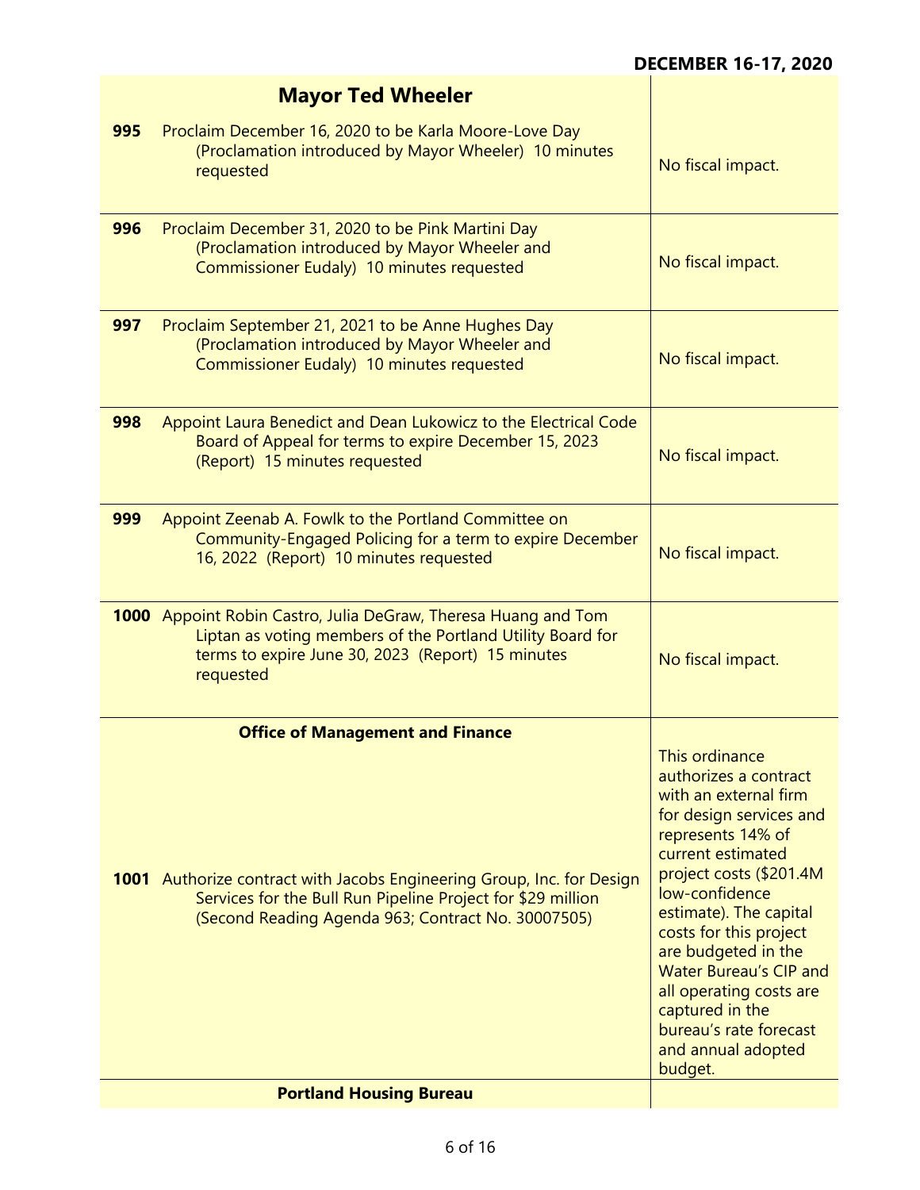DECEMBER 16-17, 2020

| | Item | Fiscal Impact |
|---|---|---|
| | **Mayor Ted Wheeler** | |
| **995** | Proclaim December 16, 2020 to be Karla Moore-Love Day (Proclamation introduced by Mayor Wheeler) 10 minutes requested | No fiscal impact. |
| **996** | Proclaim December 31, 2020 to be Pink Martini Day (Proclamation introduced by Mayor Wheeler and Commissioner Eudaly) 10 minutes requested | No fiscal impact. |
| **997** | Proclaim September 21, 2021 to be Anne Hughes Day (Proclamation introduced by Mayor Wheeler and Commissioner Eudaly) 10 minutes requested | No fiscal impact. |
| **998** | Appoint Laura Benedict and Dean Lukowicz to the Electrical Code Board of Appeal for terms to expire December 15, 2023 (Report) 15 minutes requested | No fiscal impact. |
| **999** | Appoint Zeenab A. Fowlk to the Portland Committee on Community-Engaged Policing for a term to expire December 16, 2022 (Report) 10 minutes requested | No fiscal impact. |
| **1000** | Appoint Robin Castro, Julia DeGraw, Theresa Huang and Tom Liptan as voting members of the Portland Utility Board for terms to expire June 30, 2023 (Report) 15 minutes requested | No fiscal impact. |
| | **Office of Management and Finance** | |
| **1001** | Authorize contract with Jacobs Engineering Group, Inc. for Design Services for the Bull Run Pipeline Project for $29 million (Second Reading Agenda 963; Contract No. 30007505) | This ordinance authorizes a contract with an external firm for design services and represents 14% of current estimated project costs ($201.4M low-confidence estimate). The capital costs for this project are budgeted in the Water Bureau's CIP and all operating costs are captured in the bureau's rate forecast and annual adopted budget. |
| | **Portland Housing Bureau** | |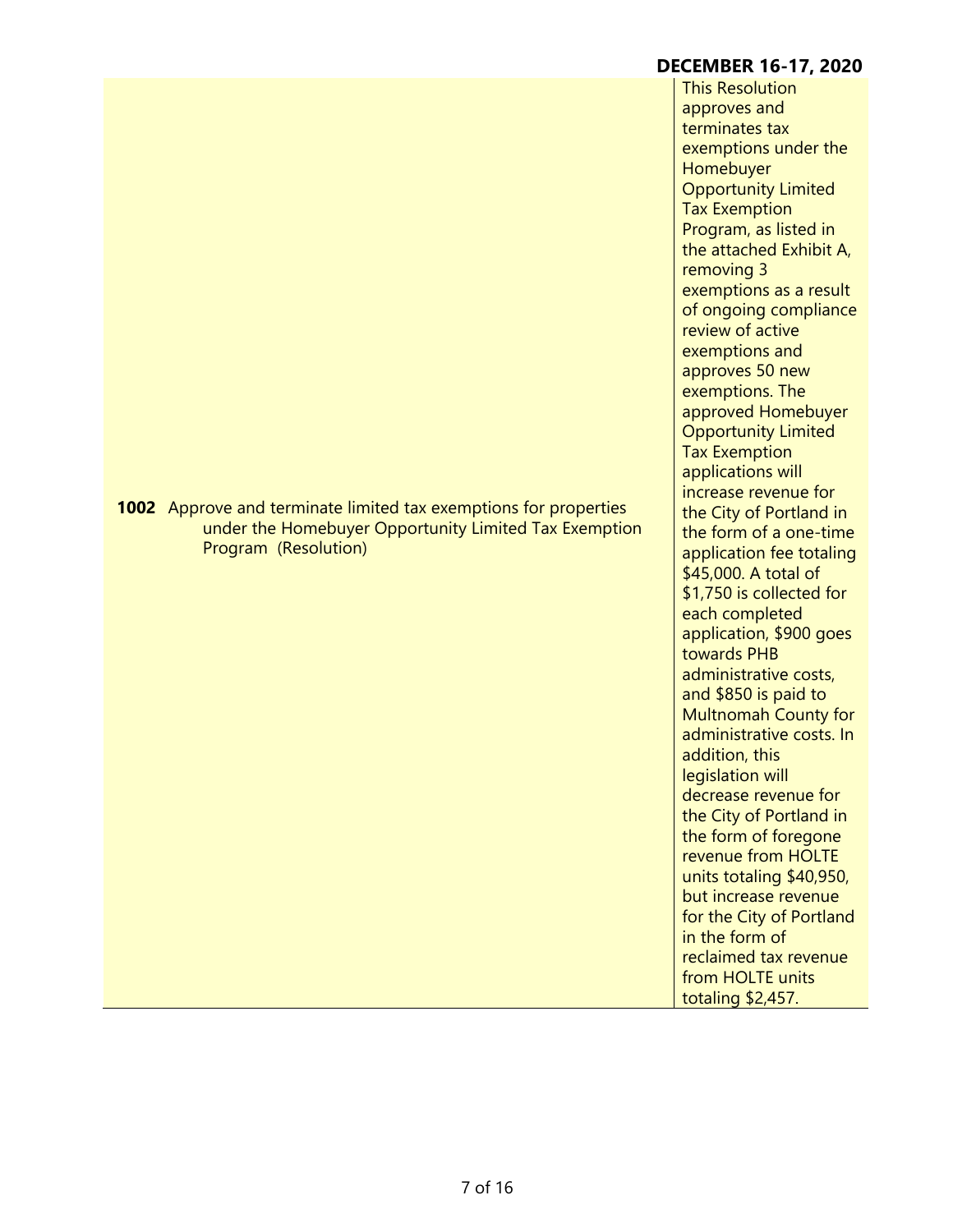**DECEMBER 16-17, 2020**

| | |
|---|---|
| **1002** Approve and terminate limited tax exemptions for properties under the Homebuyer Opportunity Limited Tax Exemption Program (Resolution) | This Resolution approves and terminates tax exemptions under the Homebuyer Opportunity Limited Tax Exemption Program, as listed in the attached Exhibit A, removing 3 exemptions as a result of ongoing compliance review of active exemptions and approves 50 new exemptions. The approved Homebuyer Opportunity Limited Tax Exemption applications will increase revenue for the City of Portland in the form of a one-time application fee totaling \$45,000. A total of \$1,750 is collected for each completed application, \$900 goes towards PHB administrative costs, and \$850 is paid to Multnomah County for administrative costs. In addition, this legislation will decrease revenue for the City of Portland in the form of foregone revenue from HOLTE units totaling \$40,950, but increase revenue for the City of Portland in the form of reclaimed tax revenue from HOLTE units totaling \$2,457. |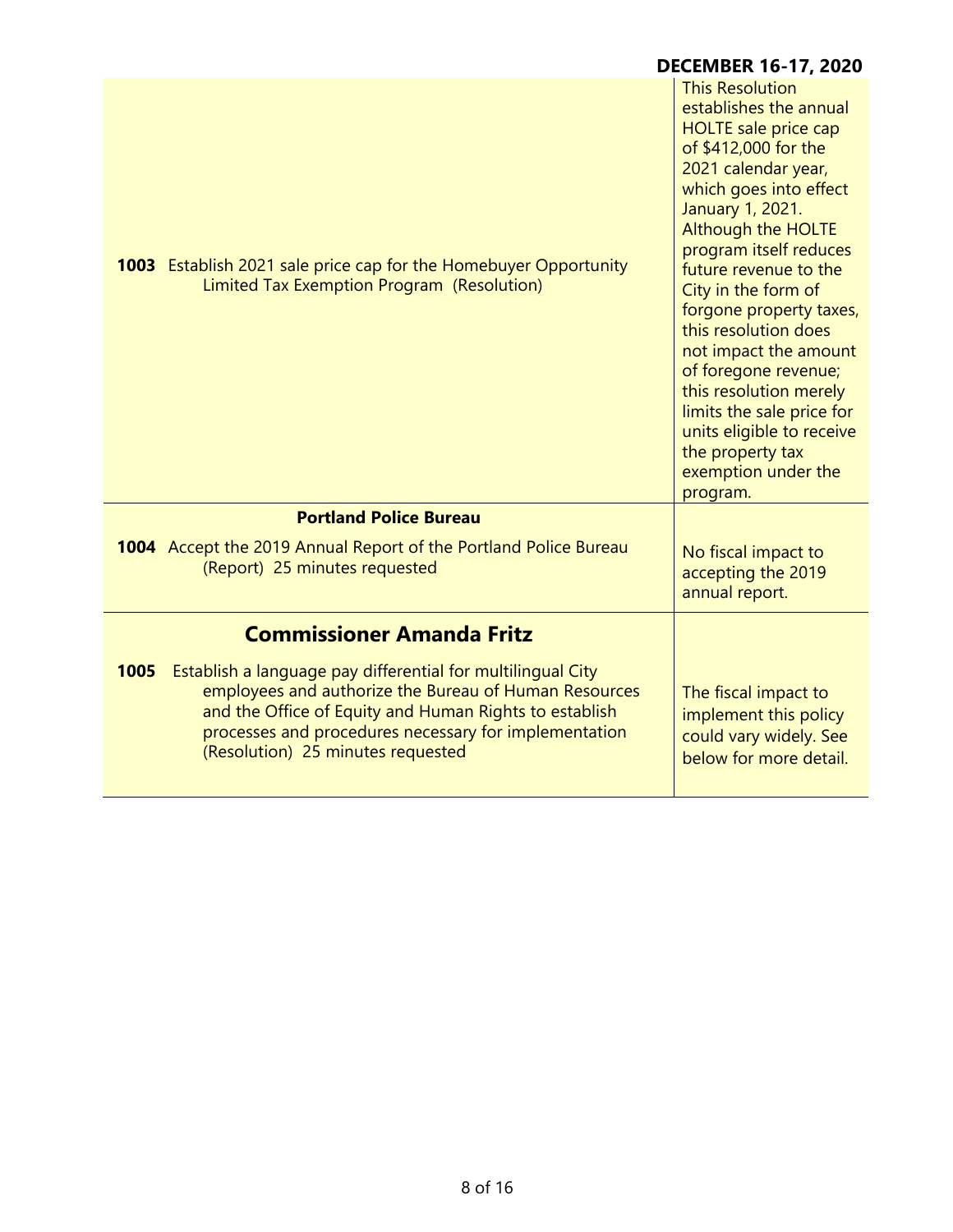| | |
|---|---|
| **1003** Establish 2021 sale price cap for the Homebuyer Opportunity Limited Tax Exemption Program (Resolution) | This Resolution establishes the annual HOLTE sale price cap of $412,000 for the 2021 calendar year, which goes into effect January 1, 2021. Although the HOLTE program itself reduces future revenue to the City in the form of forgone property taxes, this resolution does not impact the amount of foregone revenue; this resolution merely limits the sale price for units eligible to receive the property tax exemption under the program. |
| **Portland Police Bureau** | |
| **1004** Accept the 2019 Annual Report of the Portland Police Bureau (Report) 25 minutes requested | No fiscal impact to accepting the 2019 annual report. |
| **Commissioner Amanda Fritz** | |
| **1005** Establish a language pay differential for multilingual City employees and authorize the Bureau of Human Resources and the Office of Equity and Human Rights to establish processes and procedures necessary for implementation (Resolution) 25 minutes requested | The fiscal impact to implement this policy could vary widely. See below for more detail. |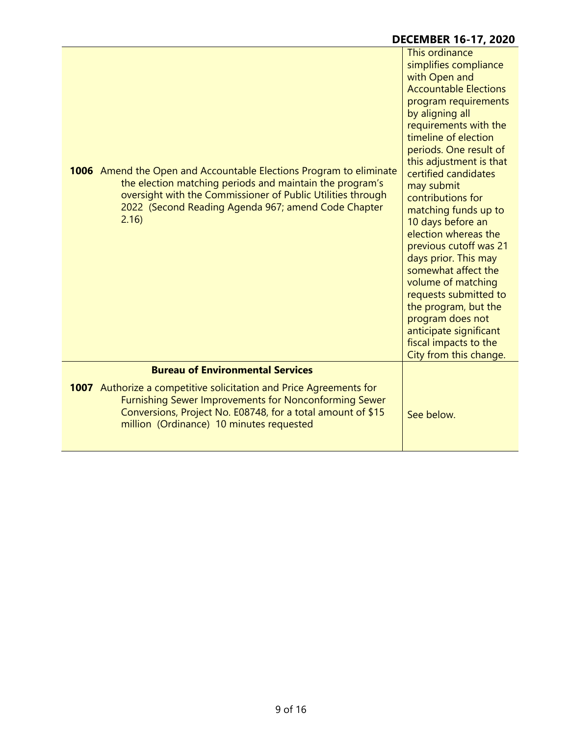| | |
|---|---|
| **1006** Amend the Open and Accountable Elections Program to eliminate the election matching periods and maintain the program's oversight with the Commissioner of Public Utilities through 2022 (Second Reading Agenda 967; amend Code Chapter 2.16) | This ordinance simplifies compliance with Open and Accountable Elections program requirements by aligning all requirements with the timeline of election periods. One result of this adjustment is that certified candidates may submit contributions for matching funds up to 10 days before an election whereas the previous cutoff was 21 days prior. This may somewhat affect the volume of matching requests submitted to the program, but the program does not anticipate significant fiscal impacts to the City from this change. |
| **Bureau of Environmental Services** | |
| **1007** Authorize a competitive solicitation and Price Agreements for Furnishing Sewer Improvements for Nonconforming Sewer Conversions, Project No. E08748, for a total amount of $15 million (Ordinance) 10 minutes requested | See below. |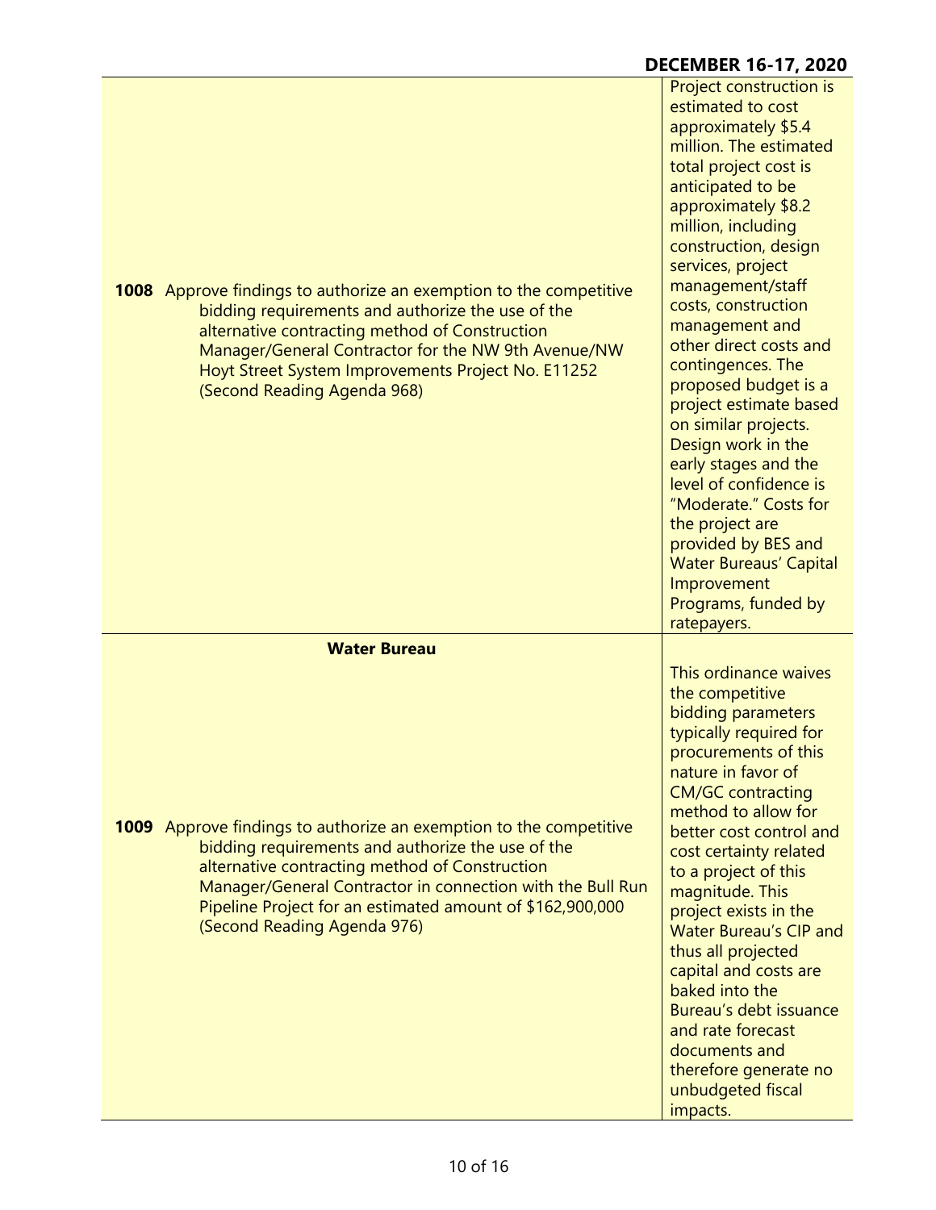| | |
|---|---|
| **1008** Approve findings to authorize an exemption to the competitive bidding requirements and authorize the use of the alternative contracting method of Construction Manager/General Contractor for the NW 9th Avenue/NW Hoyt Street System Improvements Project No. E11252 (Second Reading Agenda 968) | Project construction is estimated to cost approximately $5.4 million. The estimated total project cost is anticipated to be approximately $8.2 million, including construction, design services, project management/staff costs, construction management and other direct costs and contingencies. The proposed budget is a project estimate based on similar projects. Design work in the early stages and the level of confidence is "Moderate." Costs for the project are provided by BES and Water Bureaus' Capital Improvement Programs, funded by ratepayers. |
| **Water Bureau** <br><br> **1009** Approve findings to authorize an exemption to the competitive bidding requirements and authorize the use of the alternative contracting method of Construction Manager/General Contractor in connection with the Bull Run Pipeline Project for an estimated amount of $162,900,000 (Second Reading Agenda 976) | This ordinance waives the competitive bidding parameters typically required for procurements of this nature in favor of CM/GC contracting method to allow for better cost control and cost certainty related to a project of this magnitude. This project exists in the Water Bureau's CIP and thus all projected capital and costs are baked into the Bureau's debt issuance and rate forecast documents and therefore generate no unbudgeted fiscal impacts. |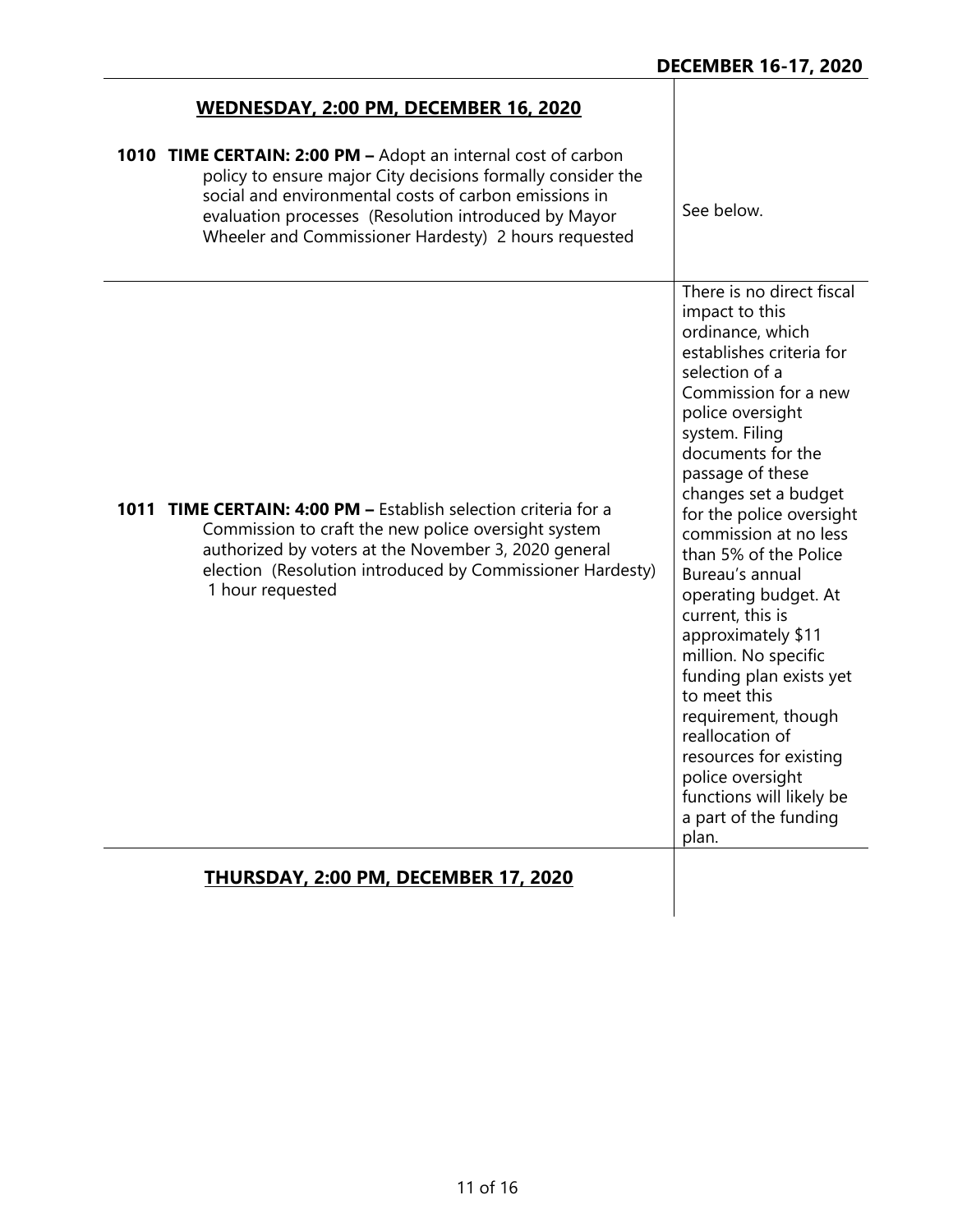**DECEMBER 16-17, 2020**

| | |
|---|---|
| **WEDNESDAY, 2:00 PM, DECEMBER 16, 2020** | |
| **1010 TIME CERTAIN: 2:00 PM –** Adopt an internal cost of carbon policy to ensure major City decisions formally consider the social and environmental costs of carbon emissions in evaluation processes (Resolution introduced by Mayor Wheeler and Commissioner Hardesty) 2 hours requested | See below. |
| **1011 TIME CERTAIN: 4:00 PM –** Establish selection criteria for a Commission to craft the new police oversight system authorized by voters at the November 3, 2020 general election (Resolution introduced by Commissioner Hardesty) 1 hour requested | There is no direct fiscal impact to this ordinance, which establishes criteria for selection of a Commission for a new police oversight system. Filing documents for the passage of these changes set a budget for the police oversight commission at no less than 5% of the Police Bureau's annual operating budget. At current, this is approximately $11 million. No specific funding plan exists yet to meet this requirement, though reallocation of resources for existing police oversight functions will likely be a part of the funding plan. |
| **THURSDAY, 2:00 PM, DECEMBER 17, 2020** | |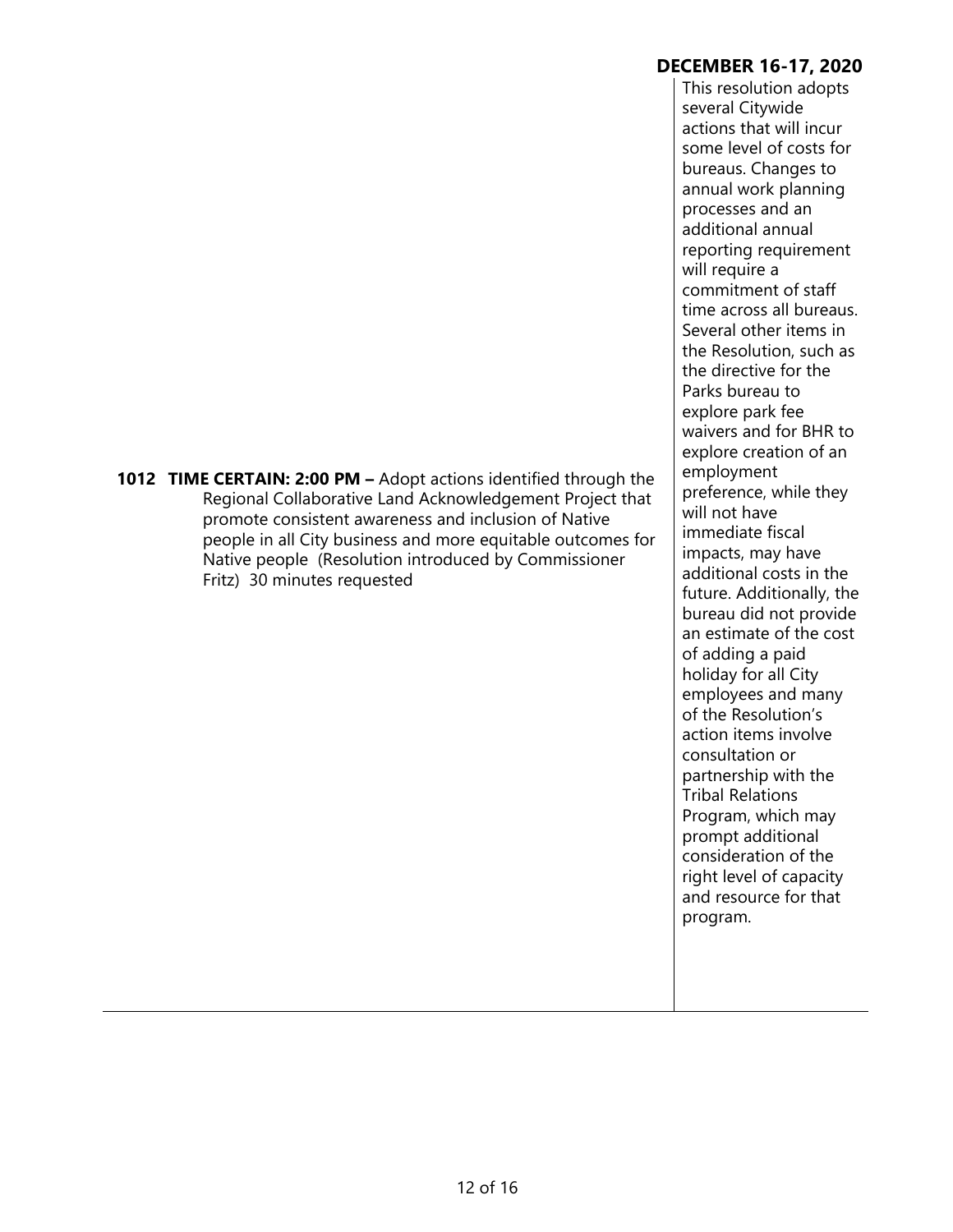**DECEMBER 16-17, 2020**

| | |
|---|---|
| **1012 TIME CERTAIN: 2:00 PM –** Adopt actions identified through the Regional Collaborative Land Acknowledgement Project that promote consistent awareness and inclusion of Native people in all City business and more equitable outcomes for Native people (Resolution introduced by Commissioner Fritz) 30 minutes requested | This resolution adopts several Citywide actions that will incur some level of costs for bureaus. Changes to annual work planning processes and an additional annual reporting requirement will require a commitment of staff time across all bureaus. Several other items in the Resolution, such as the directive for the Parks bureau to explore park fee waivers and for BHR to explore creation of an employment preference, while they will not have immediate fiscal impacts, may have additional costs in the future. Additionally, the bureau did not provide an estimate of the cost of adding a paid holiday for all City employees and many of the Resolution's action items involve consultation or partnership with the Tribal Relations Program, which may prompt additional consideration of the right level of capacity and resource for that program. |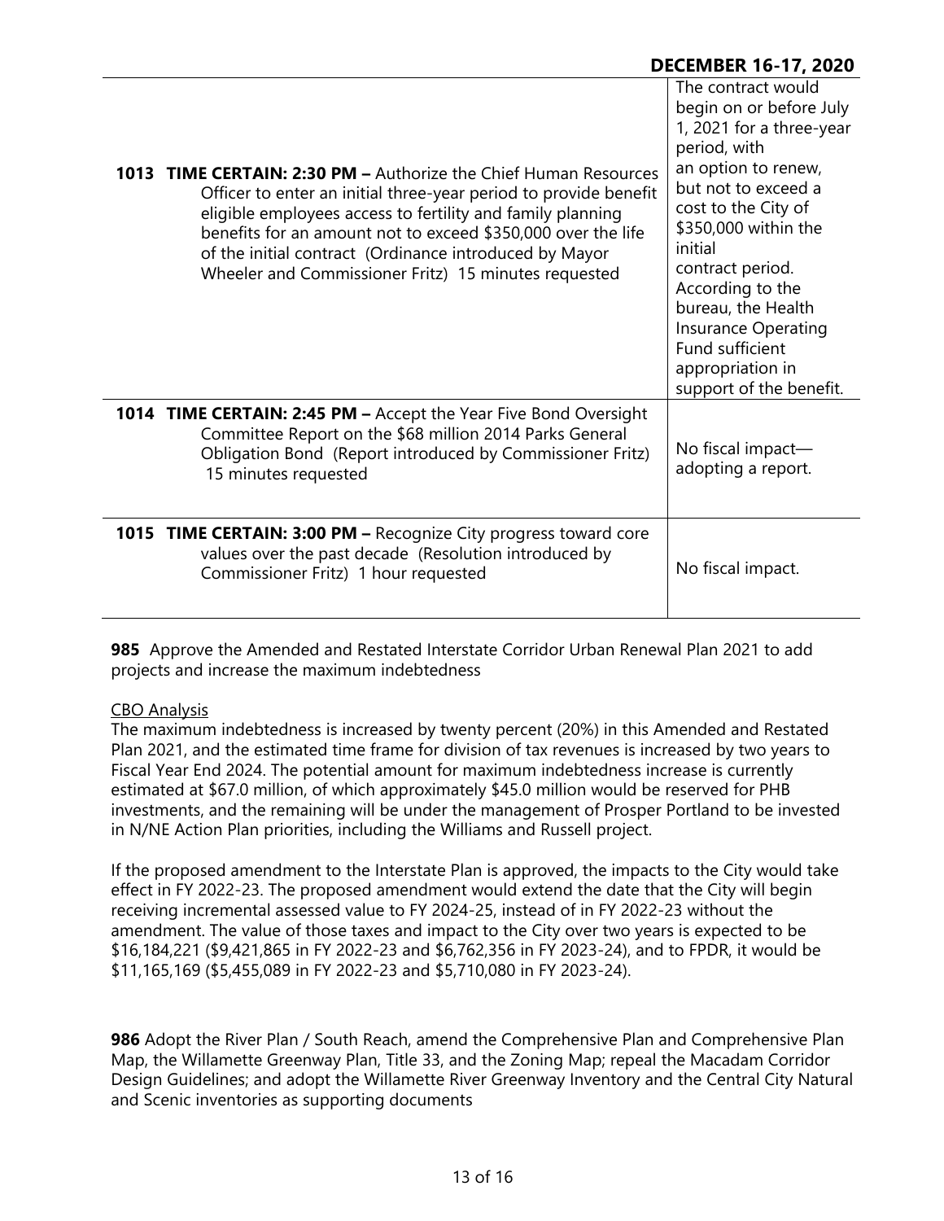| | |
|---|---|
| **1013 TIME CERTAIN: 2:30 PM –** Authorize the Chief Human Resources Officer to enter an initial three-year period to provide benefit eligible employees access to fertility and family planning benefits for an amount not to exceed $350,000 over the life of the initial contract (Ordinance introduced by Mayor Wheeler and Commissioner Fritz) 15 minutes requested | The contract would begin on or before July 1, 2021 for a three-year period, with an option to renew, but not to exceed a cost to the City of $350,000 within the initial contract period. According to the bureau, the Health Insurance Operating Fund sufficient appropriation in support of the benefit. |
| **1014 TIME CERTAIN: 2:45 PM –** Accept the Year Five Bond Oversight Committee Report on the $68 million 2014 Parks General Obligation Bond (Report introduced by Commissioner Fritz) 15 minutes requested | No fiscal impact—adopting a report. |
| **1015 TIME CERTAIN: 3:00 PM –** Recognize City progress toward core values over the past decade (Resolution introduced by Commissioner Fritz) 1 hour requested | No fiscal impact. |

**985** Approve the Amended and Restated Interstate Corridor Urban Renewal Plan 2021 to add projects and increase the maximum indebtedness

CBO Analysis

The maximum indebtedness is increased by twenty percent (20%) in this Amended and Restated Plan 2021, and the estimated time frame for division of tax revenues is increased by two years to Fiscal Year End 2024. The potential amount for maximum indebtedness increase is currently estimated at $67.0 million, of which approximately $45.0 million would be reserved for PHB investments, and the remaining will be under the management of Prosper Portland to be invested in N/NE Action Plan priorities, including the Williams and Russell project.

If the proposed amendment to the Interstate Plan is approved, the impacts to the City would take effect in FY 2022-23. The proposed amendment would extend the date that the City will begin receiving incremental assessed value to FY 2024-25, instead of in FY 2022-23 without the amendment. The value of those taxes and impact to the City over two years is expected to be $16,184,221 ($9,421,865 in FY 2022-23 and $6,762,356 in FY 2023-24), and to FPDR, it would be $11,165,169 ($5,455,089 in FY 2022-23 and $5,710,080 in FY 2023-24).

**986** Adopt the River Plan / South Reach, amend the Comprehensive Plan and Comprehensive Plan Map, the Willamette Greenway Plan, Title 33, and the Zoning Map; repeal the Macadam Corridor Design Guidelines; and adopt the Willamette River Greenway Inventory and the Central City Natural and Scenic inventories as supporting documents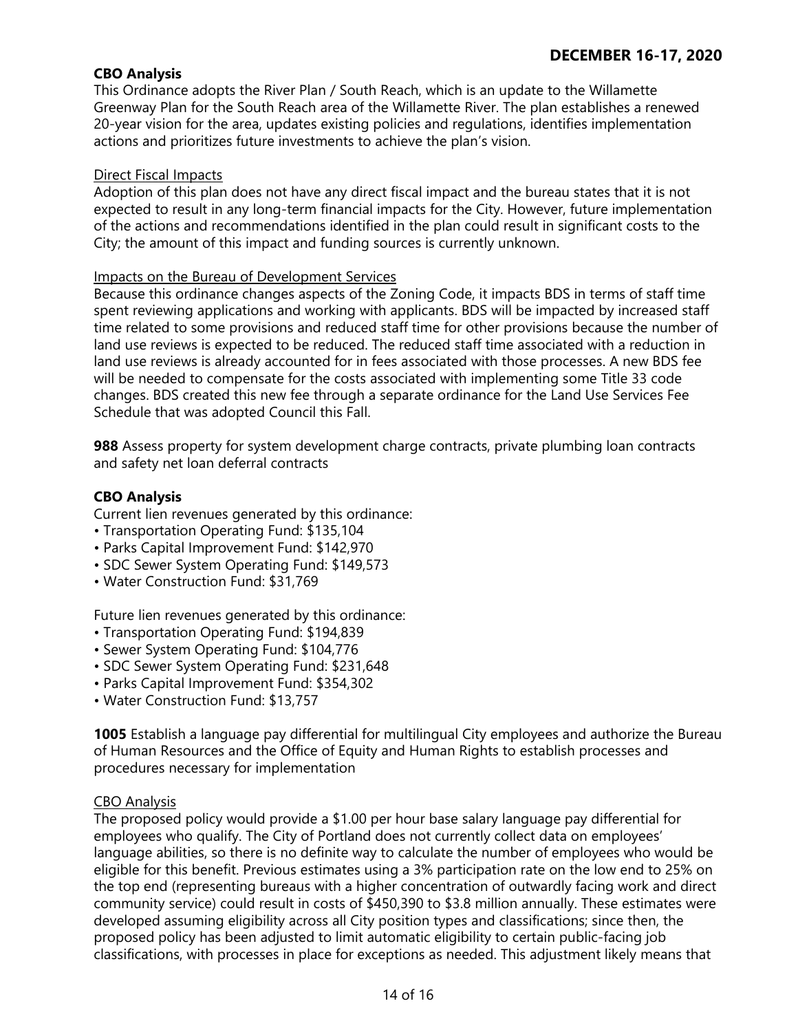**CBO Analysis**
This Ordinance adopts the River Plan / South Reach, which is an update to the Willamette Greenway Plan for the South Reach area of the Willamette River. The plan establishes a renewed 20-year vision for the area, updates existing policies and regulations, identifies implementation actions and prioritizes future investments to achieve the plan's vision.

Direct Fiscal Impacts
Adoption of this plan does not have any direct fiscal impact and the bureau states that it is not expected to result in any long-term financial impacts for the City. However, future implementation of the actions and recommendations identified in the plan could result in significant costs to the City; the amount of this impact and funding sources is currently unknown.

Impacts on the Bureau of Development Services
Because this ordinance changes aspects of the Zoning Code, it impacts BDS in terms of staff time spent reviewing applications and working with applicants. BDS will be impacted by increased staff time related to some provisions and reduced staff time for other provisions because the number of land use reviews is expected to be reduced. The reduced staff time associated with a reduction in land use reviews is already accounted for in fees associated with those processes. A new BDS fee will be needed to compensate for the costs associated with implementing some Title 33 code changes. BDS created this new fee through a separate ordinance for the Land Use Services Fee Schedule that was adopted Council this Fall.

**988** Assess property for system development charge contracts, private plumbing loan contracts and safety net loan deferral contracts

**CBO Analysis**
Current lien revenues generated by this ordinance:
- Transportation Operating Fund: $135,104
- Parks Capital Improvement Fund: $142,970
- SDC Sewer System Operating Fund: $149,573
- Water Construction Fund: $31,769

Future lien revenues generated by this ordinance:
- Transportation Operating Fund: $194,839
- Sewer System Operating Fund: $104,776
- SDC Sewer System Operating Fund: $231,648
- Parks Capital Improvement Fund: $354,302
- Water Construction Fund: $13,757

**1005** Establish a language pay differential for multilingual City employees and authorize the Bureau of Human Resources and the Office of Equity and Human Rights to establish processes and procedures necessary for implementation

CBO Analysis
The proposed policy would provide a $1.00 per hour base salary language pay differential for employees who qualify. The City of Portland does not currently collect data on employees' language abilities, so there is no definite way to calculate the number of employees who would be eligible for this benefit. Previous estimates using a 3% participation rate on the low end to 25% on the top end (representing bureaus with a higher concentration of outwardly facing work and direct community service) could result in costs of $450,390 to $3.8 million annually. These estimates were developed assuming eligibility across all City position types and classifications; since then, the proposed policy has been adjusted to limit automatic eligibility to certain public-facing job classifications, with processes in place for exceptions as needed. This adjustment likely means that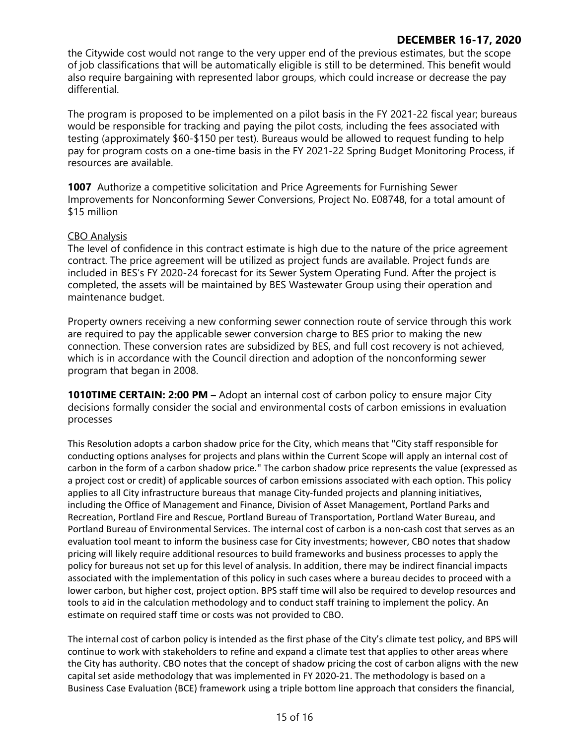the Citywide cost would not range to the very upper end of the previous estimates, but the scope of job classifications that will be automatically eligible is still to be determined. This benefit would also require bargaining with represented labor groups, which could increase or decrease the pay differential.

The program is proposed to be implemented on a pilot basis in the FY 2021-22 fiscal year; bureaus would be responsible for tracking and paying the pilot costs, including the fees associated with testing (approximately $60-$150 per test). Bureaus would be allowed to request funding to help pay for program costs on a one-time basis in the FY 2021-22 Spring Budget Monitoring Process, if resources are available.

**1007** Authorize a competitive solicitation and Price Agreements for Furnishing Sewer Improvements for Nonconforming Sewer Conversions, Project No. E08748, for a total amount of $15 million

<u>CBO Analysis</u>

The level of confidence in this contract estimate is high due to the nature of the price agreement contract. The price agreement will be utilized as project funds are available. Project funds are included in BES's FY 2020-24 forecast for its Sewer System Operating Fund. After the project is completed, the assets will be maintained by BES Wastewater Group using their operation and maintenance budget.

Property owners receiving a new conforming sewer connection route of service through this work are required to pay the applicable sewer conversion charge to BES prior to making the new connection. These conversion rates are subsidized by BES, and full cost recovery is not achieved, which is in accordance with the Council direction and adoption of the nonconforming sewer program that began in 2008.

**1010TIME CERTAIN: 2:00 PM –** Adopt an internal cost of carbon policy to ensure major City decisions formally consider the social and environmental costs of carbon emissions in evaluation processes

This Resolution adopts a carbon shadow price for the City, which means that "City staff responsible for conducting options analyses for projects and plans within the Current Scope will apply an internal cost of carbon in the form of a carbon shadow price." The carbon shadow price represents the value (expressed as a project cost or credit) of applicable sources of carbon emissions associated with each option. This policy applies to all City infrastructure bureaus that manage City-funded projects and planning initiatives, including the Office of Management and Finance, Division of Asset Management, Portland Parks and Recreation, Portland Fire and Rescue, Portland Bureau of Transportation, Portland Water Bureau, and Portland Bureau of Environmental Services. The internal cost of carbon is a non-cash cost that serves as an evaluation tool meant to inform the business case for City investments; however, CBO notes that shadow pricing will likely require additional resources to build frameworks and business processes to apply the policy for bureaus not set up for this level of analysis. In addition, there may be indirect financial impacts associated with the implementation of this policy in such cases where a bureau decides to proceed with a lower carbon, but higher cost, project option. BPS staff time will also be required to develop resources and tools to aid in the calculation methodology and to conduct staff training to implement the policy. An estimate on required staff time or costs was not provided to CBO.

The internal cost of carbon policy is intended as the first phase of the City's climate test policy, and BPS will continue to work with stakeholders to refine and expand a climate test that applies to other areas where the City has authority. CBO notes that the concept of shadow pricing the cost of carbon aligns with the new capital set aside methodology that was implemented in FY 2020-21. The methodology is based on a Business Case Evaluation (BCE) framework using a triple bottom line approach that considers the financial,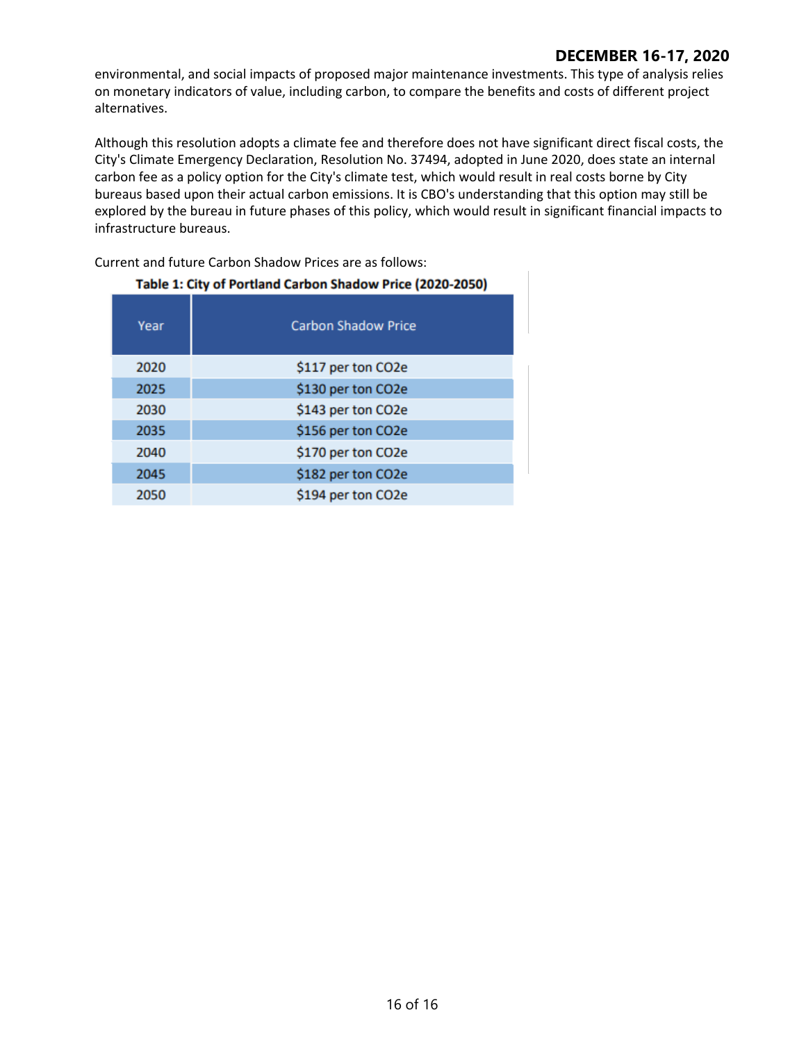environmental, and social impacts of proposed major maintenance investments. This type of analysis relies on monetary indicators of value, including carbon, to compare the benefits and costs of different project alternatives.

Although this resolution adopts a climate fee and therefore does not have significant direct fiscal costs, the City's Climate Emergency Declaration, Resolution No. 37494, adopted in June 2020, does state an internal carbon fee as a policy option for the City's climate test, which would result in real costs borne by City bureaus based upon their actual carbon emissions. It is CBO's understanding that this option may still be explored by the bureau in future phases of this policy, which would result in significant financial impacts to infrastructure bureaus.

Current and future Carbon Shadow Prices are as follows:

**Table 1: City of Portland Carbon Shadow Price (2020-2050)**

| Year | Carbon Shadow Price |
|---|---|
| 2020 | $117 per ton CO2e |
| 2025 | $130 per ton CO2e |
| 2030 | $143 per ton CO2e |
| 2035 | $156 per ton CO2e |
| 2040 | $170 per ton CO2e |
| 2045 | $182 per ton CO2e |
| 2050 | $194 per ton CO2e |